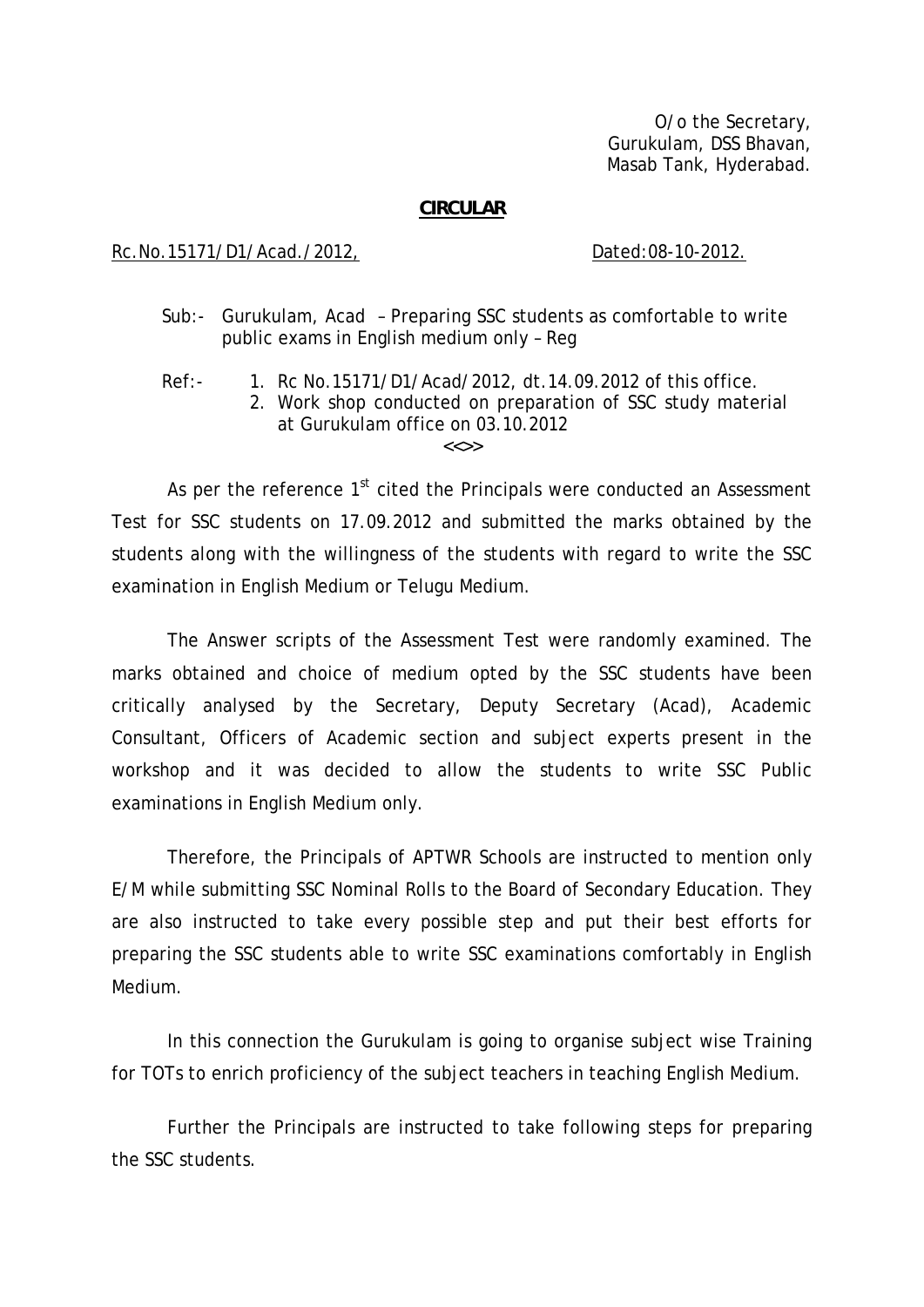O/o the Secretary,
Gurukulam, DSS Bhavan,
Masab Tank, Hyderabad.

**CIRCULAR**

Rc.No.15171/D1/Acad./2012, Dated:08-10-2012.

Sub:- Gurukulam, Acad – Preparing SSC students as comfortable to write public exams in English medium only – Reg

Ref:- 1. Rc No.15171/D1/Acad/2012, dt.14.09.2012 of this office.
2. Work shop conducted on preparation of SSC study material at Gurukulam office on 03.10.2012

<<>>

As per the reference 1st cited the Principals were conducted an Assessment Test for SSC students on 17.09.2012 and submitted the marks obtained by the students along with the willingness of the students with regard to write the SSC examination in English Medium or Telugu Medium.

The Answer scripts of the Assessment Test were randomly examined. The marks obtained and choice of medium opted by the SSC students have been critically analysed by the Secretary, Deputy Secretary (Acad), Academic Consultant, Officers of Academic section and subject experts present in the workshop and it was decided to allow the students to write SSC Public examinations in English Medium only.

Therefore, the Principals of APTWR Schools are instructed to mention only E/M while submitting SSC Nominal Rolls to the Board of Secondary Education. They are also instructed to take every possible step and put their best efforts for preparing the SSC students able to write SSC examinations comfortably in English Medium.

In this connection the Gurukulam is going to organise subject wise Training for TOTs to enrich proficiency of the subject teachers in teaching English Medium.

Further the Principals are instructed to take following steps for preparing the SSC students.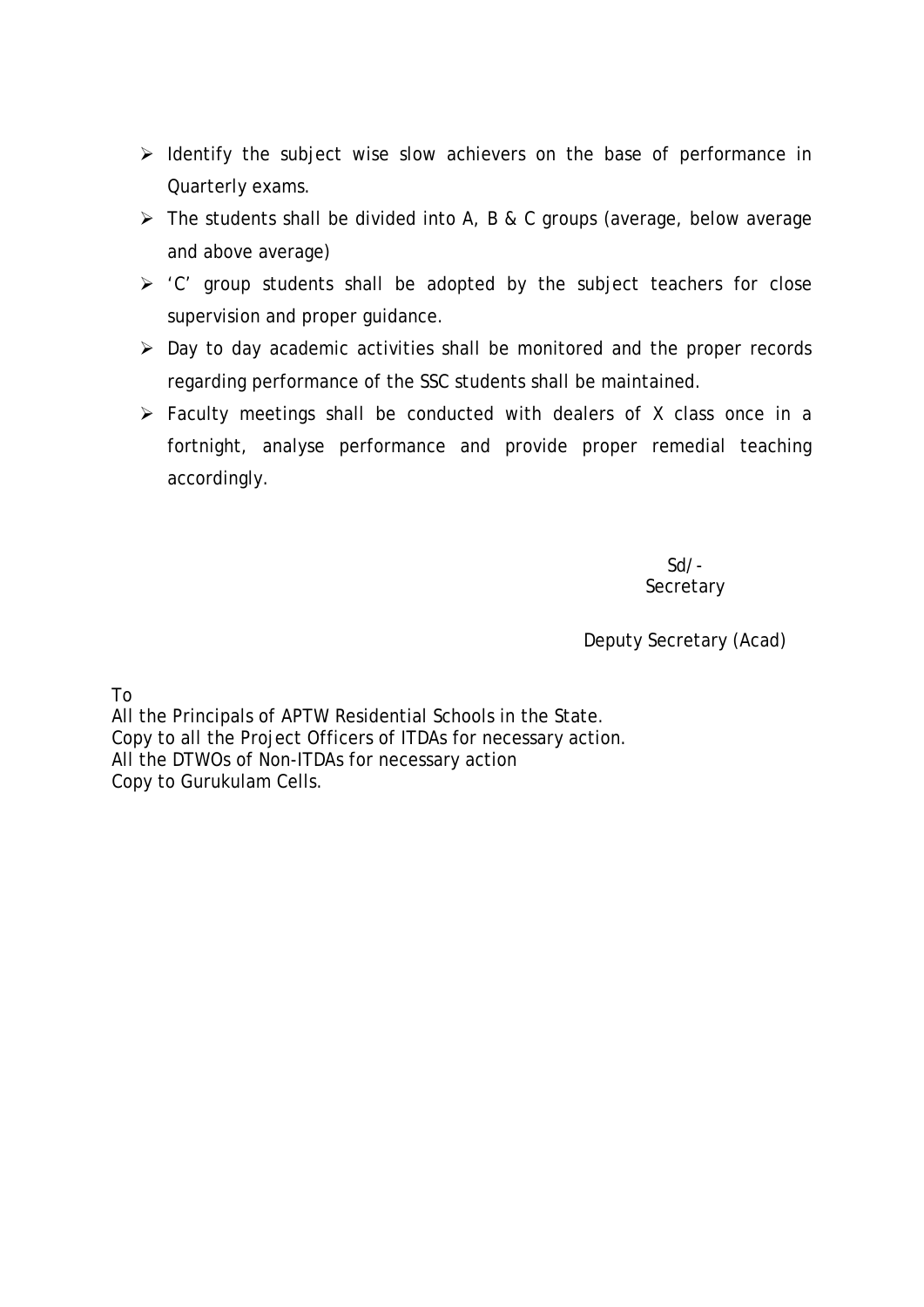- Identify the subject wise slow achievers on the base of performance in Quarterly exams.
- The students shall be divided into A, B & C groups (average, below average and above average)
- 'C' group students shall be adopted by the subject teachers for close supervision and proper guidance.
- Day to day academic activities shall be monitored and the proper records regarding performance of the SSC students shall be maintained.
- Faculty meetings shall be conducted with dealers of X class once in a fortnight, analyse performance and provide proper remedial teaching accordingly.

Sd/-
Secretary

Deputy Secretary (Acad)

To
All the Principals of APTW Residential Schools in the State.
Copy to all the Project Officers of ITDAs for necessary action.
All the DTWOs of Non-ITDAs for necessary action
Copy to Gurukulam Cells.